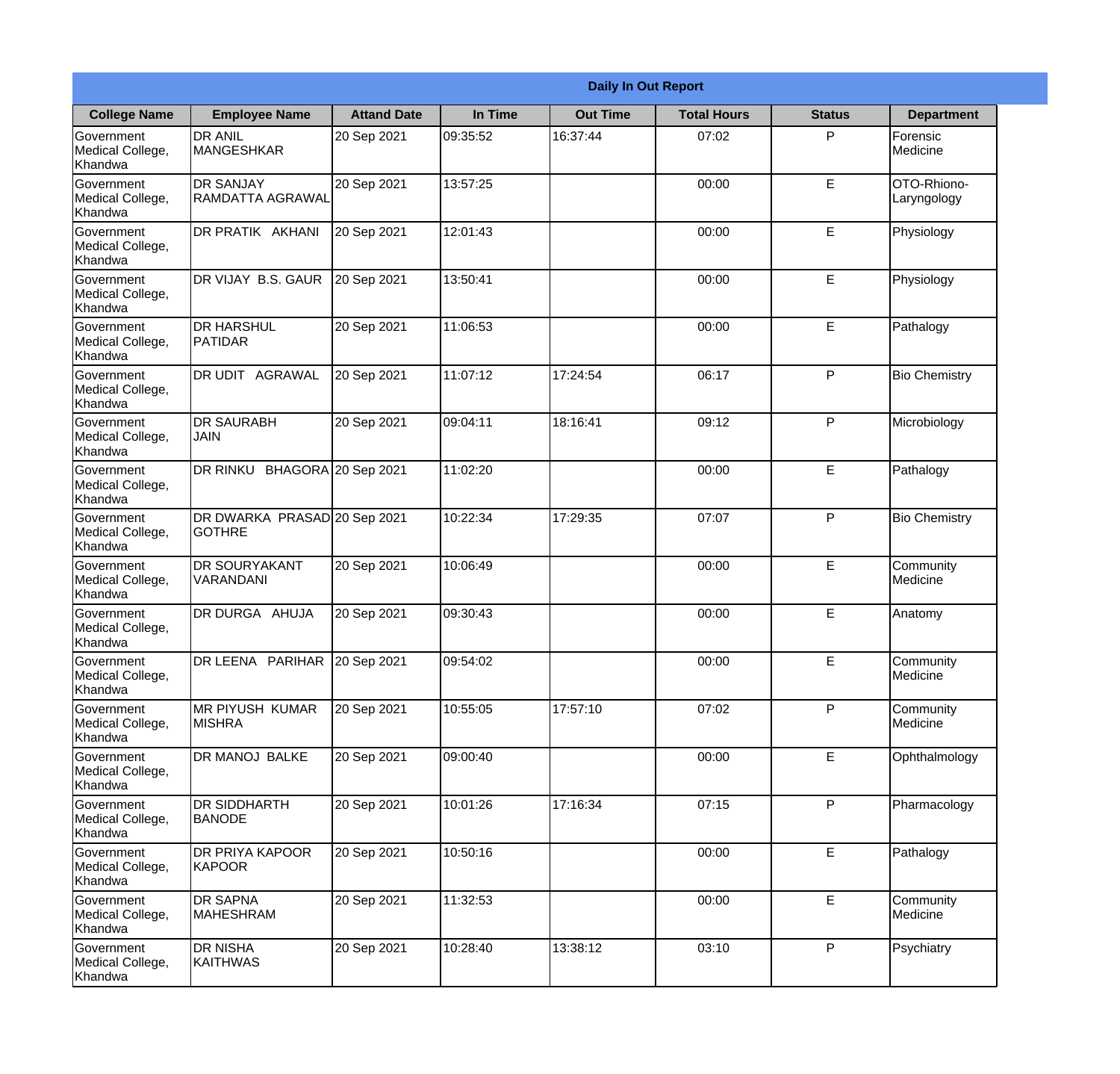| Daily In Out Report | | | | | | | |
|---|---|---|---|---|---|---|---|
| **College Name** | **Employee Name** | **Attand Date** | **In Time** | **Out Time** | **Total Hours** | **Status** | **Department** |
| Government Medical College, Khandwa | DR ANIL MANGESHKAR | 20 Sep 2021 | 09:35:52 | 16:37:44 | 07:02 | P | Forensic Medicine |
| Government Medical College, Khandwa | DR SANJAY RAMDATTA AGRAWAL | 20 Sep 2021 | 13:57:25 | | 00:00 | E | OTO-Rhiono-Laryngology |
| Government Medical College, Khandwa | DR PRATIK AKHANI | 20 Sep 2021 | 12:01:43 | | 00:00 | E | Physiology |
| Government Medical College, Khandwa | DR VIJAY B.S. GAUR | 20 Sep 2021 | 13:50:41 | | 00:00 | E | Physiology |
| Government Medical College, Khandwa | DR HARSHUL PATIDAR | 20 Sep 2021 | 11:06:53 | | 00:00 | E | Pathalogy |
| Government Medical College, Khandwa | DR UDIT AGRAWAL | 20 Sep 2021 | 11:07:12 | 17:24:54 | 06:17 | P | Bio Chemistry |
| Government Medical College, Khandwa | DR SAURABH JAIN | 20 Sep 2021 | 09:04:11 | 18:16:41 | 09:12 | P | Microbiology |
| Government Medical College, Khandwa | DR RINKU BHAGORA | 20 Sep 2021 | 11:02:20 | | 00:00 | E | Pathalogy |
| Government Medical College, Khandwa | DR DWARKA PRASAD GOTHRE | 20 Sep 2021 | 10:22:34 | 17:29:35 | 07:07 | P | Bio Chemistry |
| Government Medical College, Khandwa | DR SOURYAKANT VARANDANI | 20 Sep 2021 | 10:06:49 | | 00:00 | E | Community Medicine |
| Government Medical College, Khandwa | DR DURGA AHUJA | 20 Sep 2021 | 09:30:43 | | 00:00 | E | Anatomy |
| Government Medical College, Khandwa | DR LEENA PARIHAR | 20 Sep 2021 | 09:54:02 | | 00:00 | E | Community Medicine |
| Government Medical College, Khandwa | MR PIYUSH KUMAR MISHRA | 20 Sep 2021 | 10:55:05 | 17:57:10 | 07:02 | P | Community Medicine |
| Government Medical College, Khandwa | DR MANOJ BALKE | 20 Sep 2021 | 09:00:40 | | 00:00 | E | Ophthalmology |
| Government Medical College, Khandwa | DR SIDDHARTH BANODE | 20 Sep 2021 | 10:01:26 | 17:16:34 | 07:15 | P | Pharmacology |
| Government Medical College, Khandwa | DR PRIYA KAPOOR KAPOOR | 20 Sep 2021 | 10:50:16 | | 00:00 | E | Pathalogy |
| Government Medical College, Khandwa | DR SAPNA MAHESHRAM | 20 Sep 2021 | 11:32:53 | | 00:00 | E | Community Medicine |
| Government Medical College, Khandwa | DR NISHA KAITHWAS | 20 Sep 2021 | 10:28:40 | 13:38:12 | 03:10 | P | Psychiatry |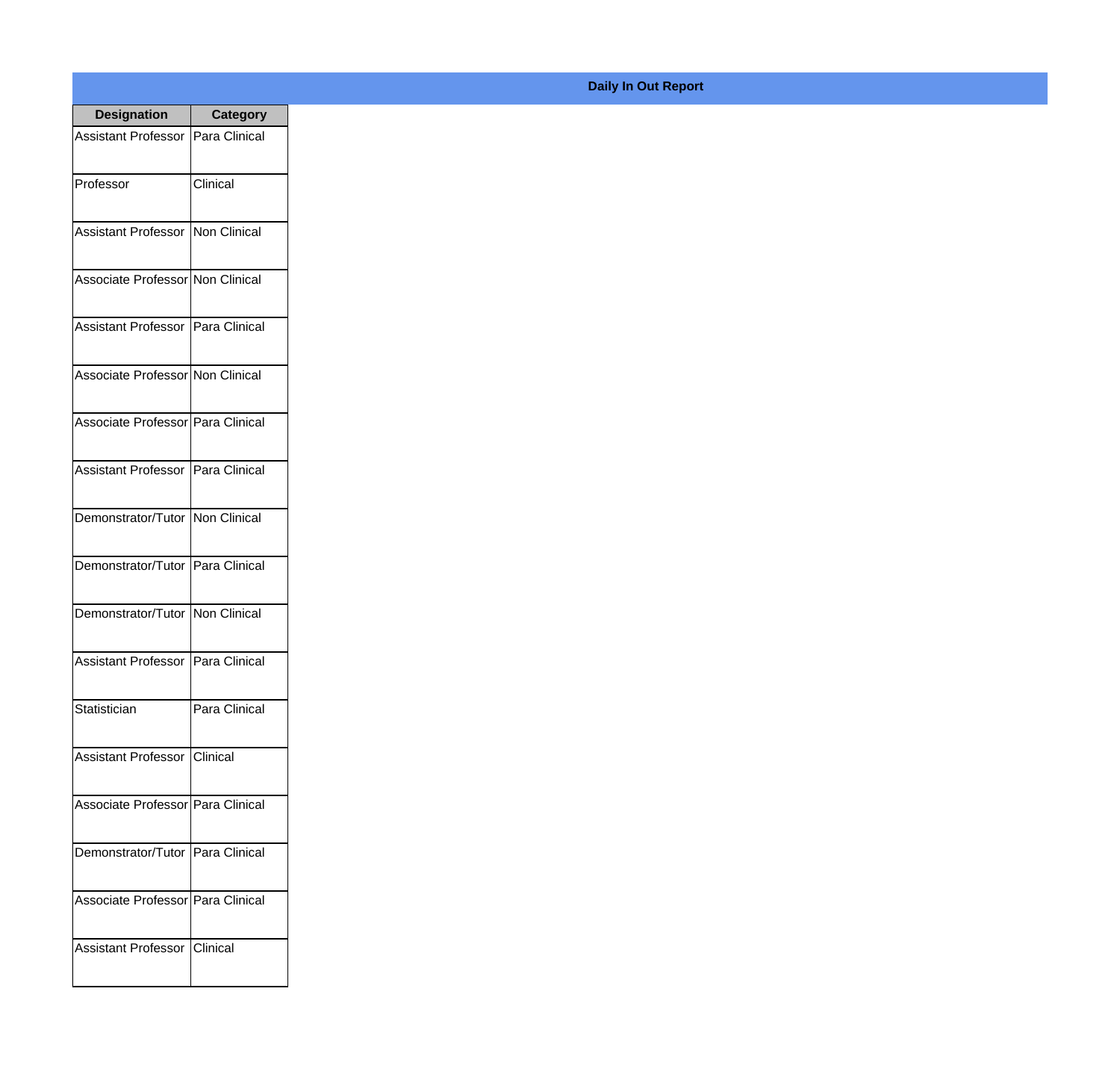**Daily In Out Report**

| Designation | Category |
| --- | --- |
| Assistant Professor | Para Clinical |
| Professor | Clinical |
| Assistant Professor | Non Clinical |
| Associate Professor | Non Clinical |
| Assistant Professor | Para Clinical |
| Associate Professor | Non Clinical |
| Associate Professor | Para Clinical |
| Assistant Professor | Para Clinical |
| Demonstrator/Tutor | Non Clinical |
| Demonstrator/Tutor | Para Clinical |
| Demonstrator/Tutor | Non Clinical |
| Assistant Professor | Para Clinical |
| Statistician | Para Clinical |
| Assistant Professor | Clinical |
| Associate Professor | Para Clinical |
| Demonstrator/Tutor | Para Clinical |
| Associate Professor | Para Clinical |
| Assistant Professor | Clinical |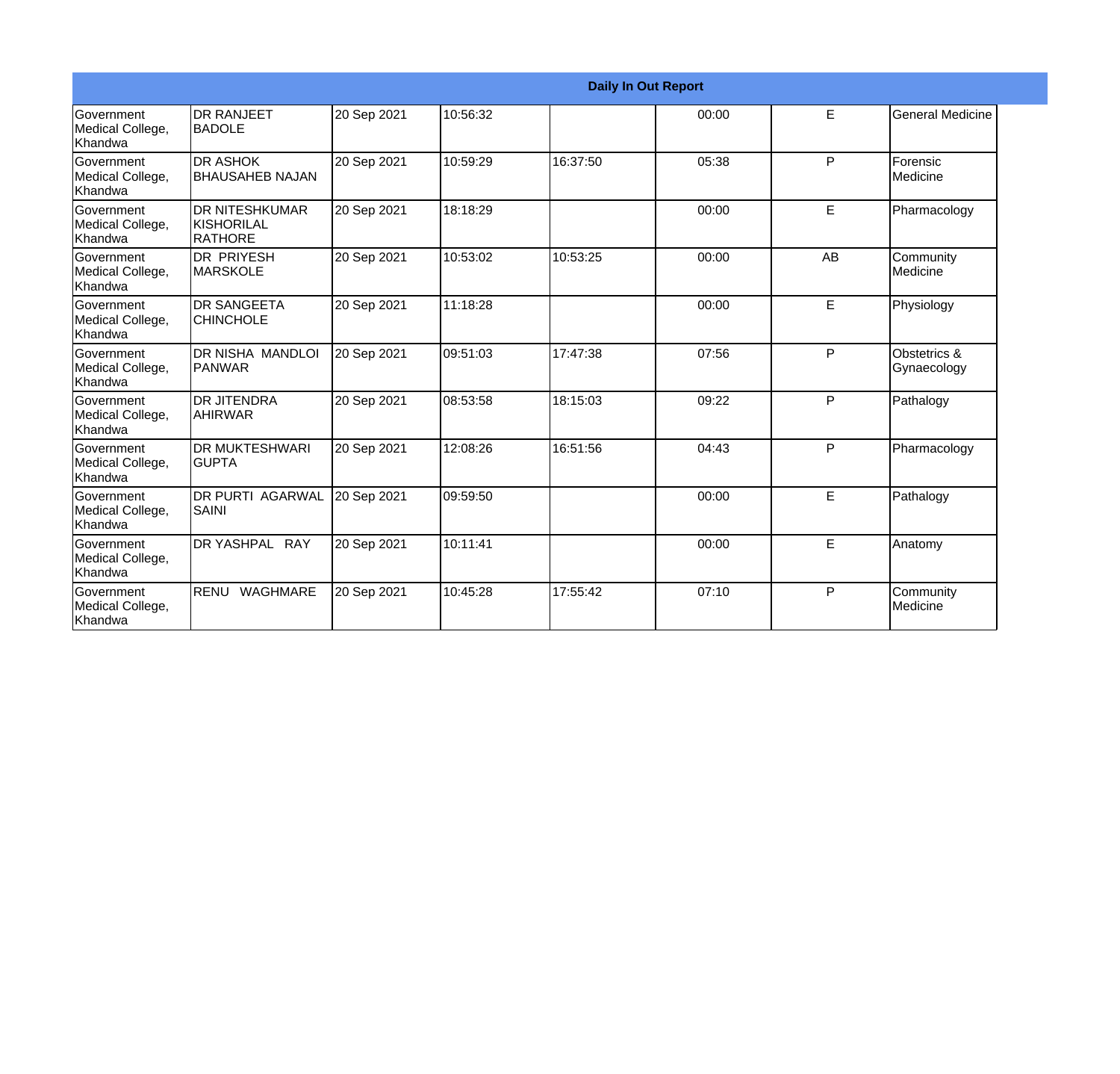**Daily In Out Report**

| | | | | | | | |
|---|---|---|---|---|---|---|---|
| Government Medical College, Khandwa | DR RANJEET BADOLE | 20 Sep 2021 | 10:56:32 | | 00:00 | E | General Medicine |
| Government Medical College, Khandwa | DR ASHOK BHAUSAHEB NAJAN | 20 Sep 2021 | 10:59:29 | 16:37:50 | 05:38 | P | Forensic Medicine |
| Government Medical College, Khandwa | DR NITESHKUMAR KISHORILAL RATHORE | 20 Sep 2021 | 18:18:29 | | 00:00 | E | Pharmacology |
| Government Medical College, Khandwa | DR PRIYESH MARSKOLE | 20 Sep 2021 | 10:53:02 | 10:53:25 | 00:00 | AB | Community Medicine |
| Government Medical College, Khandwa | DR SANGEETA CHINCHOLE | 20 Sep 2021 | 11:18:28 | | 00:00 | E | Physiology |
| Government Medical College, Khandwa | DR NISHA MANDLOI PANWAR | 20 Sep 2021 | 09:51:03 | 17:47:38 | 07:56 | P | Obstetrics & Gynaecology |
| Government Medical College, Khandwa | DR JITENDRA AHIRWAR | 20 Sep 2021 | 08:53:58 | 18:15:03 | 09:22 | P | Pathalogy |
| Government Medical College, Khandwa | DR MUKTESHWARI GUPTA | 20 Sep 2021 | 12:08:26 | 16:51:56 | 04:43 | P | Pharmacology |
| Government Medical College, Khandwa | DR PURTI AGARWAL SAINI | 20 Sep 2021 | 09:59:50 | | 00:00 | E | Pathalogy |
| Government Medical College, Khandwa | DR YASHPAL RAY | 20 Sep 2021 | 10:11:41 | | 00:00 | E | Anatomy |
| Government Medical College, Khandwa | RENU WAGHMARE | 20 Sep 2021 | 10:45:28 | 17:55:42 | 07:10 | P | Community Medicine |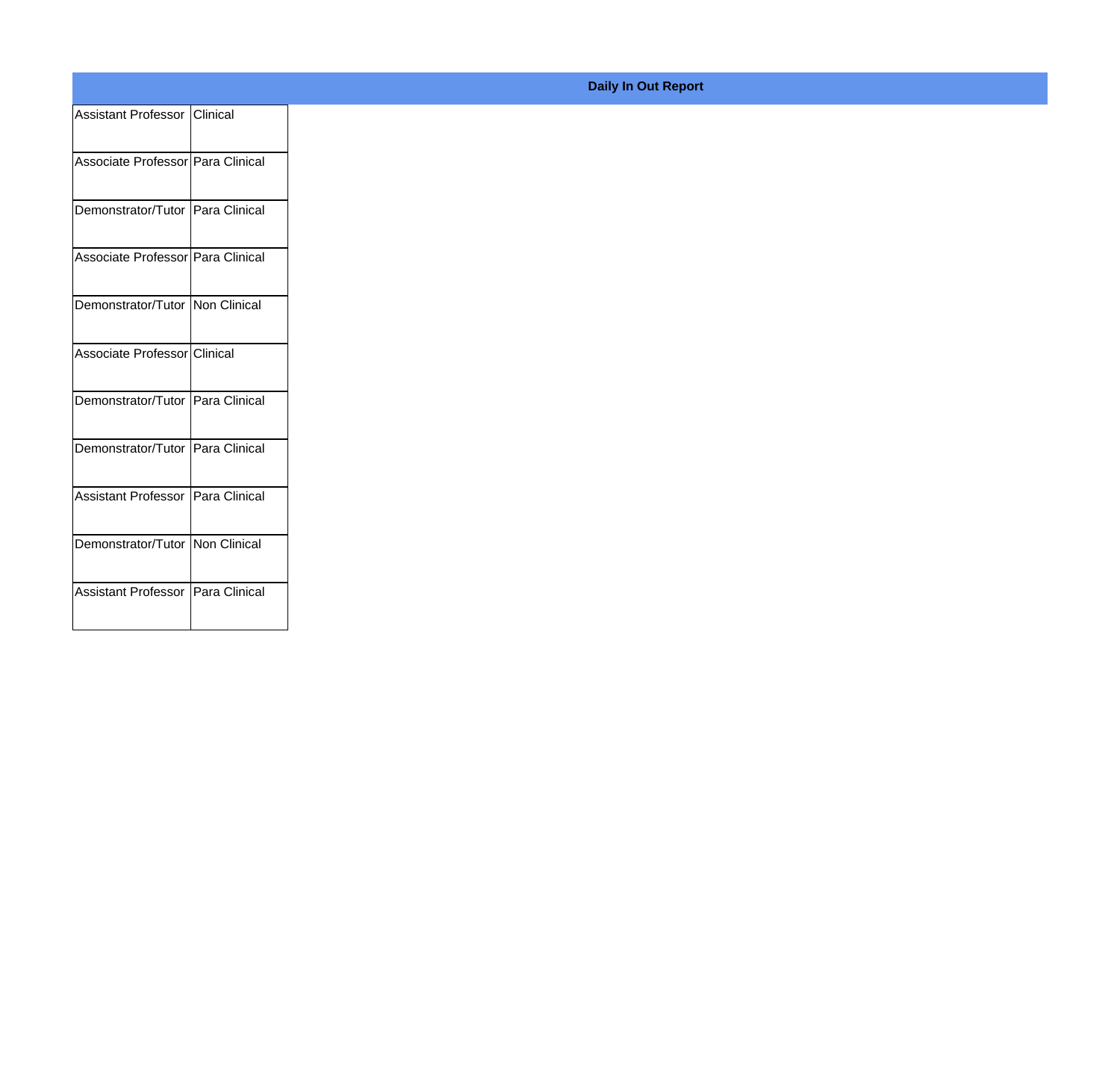**Daily In Out Report**

| | |
|---|---|
| Assistant Professor | Clinical |
| Associate Professor | Para Clinical |
| Demonstrator/Tutor | Para Clinical |
| Associate Professor | Para Clinical |
| Demonstrator/Tutor | Non Clinical |
| Associate Professor | Clinical |
| Demonstrator/Tutor | Para Clinical |
| Demonstrator/Tutor | Para Clinical |
| Assistant Professor | Para Clinical |
| Demonstrator/Tutor | Non Clinical |
| Assistant Professor | Para Clinical |